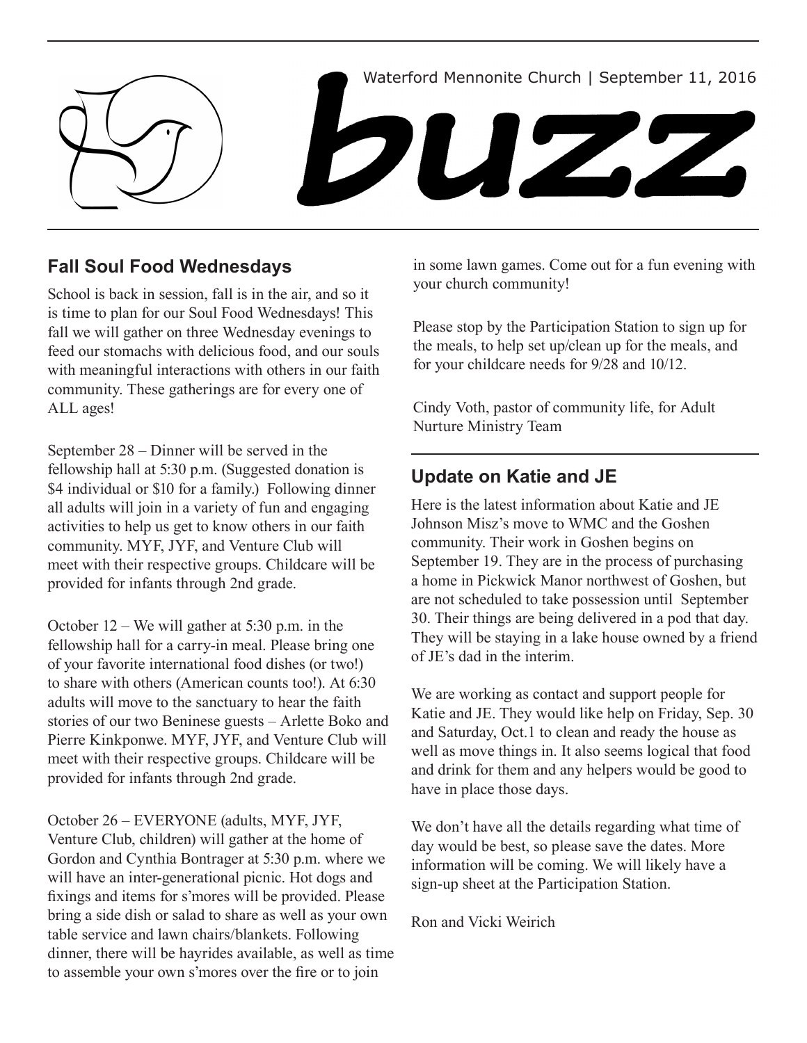Waterford Mennonite Church | September 11, 2016

# buzz

## Fall Soul Food Wednesdays

School is back in session, fall is in the air, and so it is time to plan for our Soul Food Wednesdays! This fall we will gather on three Wednesday evenings to feed our stomachs with delicious food, and our souls with meaningful interactions with others in our faith community. These gatherings are for every one of ALL ages!

September 28 – Dinner will be served in the fellowship hall at 5:30 p.m. (Suggested donation is $4 individual or $10 for a family.) Following dinner all adults will join in a variety of fun and engaging activities to help us get to know others in our faith community. MYF, JYF, and Venture Club will meet with their respective groups. Childcare will be provided for infants through 2nd grade.

October 12 – We will gather at 5:30 p.m. in the fellowship hall for a carry-in meal. Please bring one of your favorite international food dishes (or two!) to share with others (American counts too!). At 6:30 adults will move to the sanctuary to hear the faith stories of our two Beninese guests – Arlette Boko and Pierre Kinkponwe. MYF, JYF, and Venture Club will meet with their respective groups. Childcare will be provided for infants through 2nd grade.

October 26 – EVERYONE (adults, MYF, JYF, Venture Club, children) will gather at the home of Gordon and Cynthia Bontrager at 5:30 p.m. where we will have an inter-generational picnic. Hot dogs and fixings and items for s'mores will be provided. Please bring a side dish or salad to share as well as your own table service and lawn chairs/blankets. Following dinner, there will be hayrides available, as well as time to assemble your own s'mores over the fire or to join in some lawn games. Come out for a fun evening with your church community!

Please stop by the Participation Station to sign up for the meals, to help set up/clean up for the meals, and for your childcare needs for 9/28 and 10/12.

Cindy Voth, pastor of community life, for Adult Nurture Ministry Team

## Update on Katie and JE

Here is the latest information about Katie and JE Johnson Misz's move to WMC and the Goshen community. Their work in Goshen begins on September 19. They are in the process of purchasing a home in Pickwick Manor northwest of Goshen, but are not scheduled to take possession until September 30. Their things are being delivered in a pod that day. They will be staying in a lake house owned by a friend of JE's dad in the interim.

We are working as contact and support people for Katie and JE. They would like help on Friday, Sep. 30 and Saturday, Oct.1 to clean and ready the house as well as move things in. It also seems logical that food and drink for them and any helpers would be good to have in place those days.

We don't have all the details regarding what time of day would be best, so please save the dates. More information will be coming. We will likely have a sign-up sheet at the Participation Station.

Ron and Vicki Weirich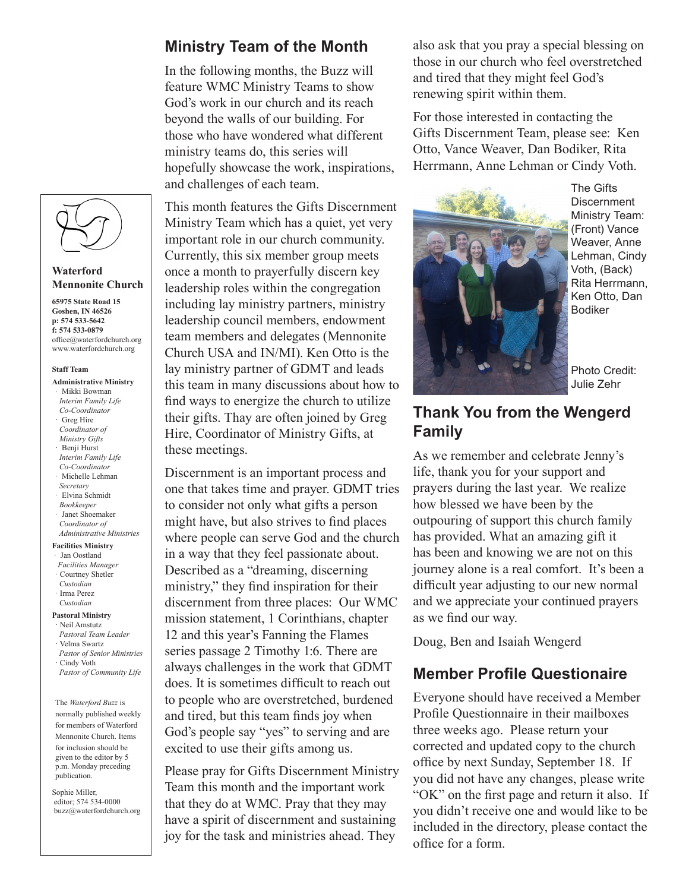## Ministry Team of the Month

In the following months, the Buzz will feature WMC Ministry Teams to show God's work in our church and its reach beyond the walls of our building. For those who have wondered what different ministry teams do, this series will hopefully showcase the work, inspirations, and challenges of each team.

This month features the Gifts Discernment Ministry Team which has a quiet, yet very important role in our church community. Currently, this six member group meets once a month to prayerfully discern key leadership roles within the congregation including lay ministry partners, ministry leadership council members, endowment team members and delegates (Mennonite Church USA and IN/MI). Ken Otto is the lay ministry partner of GDMT and leads this team in many discussions about how to find ways to energize the church to utilize their gifts. Thay are often joined by Greg Hire, Coordinator of Ministry Gifts, at these meetings.

Discernment is an important process and one that takes time and prayer. GDMT tries to consider not only what gifts a person might have, but also strives to find places where people can serve God and the church in a way that they feel passionate about. Described as a "dreaming, discerning ministry," they find inspiration for their discernment from three places: Our WMC mission statement, 1 Corinthians, chapter 12 and this year's Fanning the Flames series passage 2 Timothy 1:6. There are always challenges in the work that GDMT does. It is sometimes difficult to reach out to people who are overstretched, burdened and tired, but this team finds joy when God's people say "yes" to serving and are excited to use their gifts among us.

Please pray for Gifts Discernment Ministry Team this month and the important work that they do at WMC. Pray that they may have a spirit of discernment and sustaining joy for the task and ministries ahead. They also ask that you pray a special blessing on those in our church who feel overstretched and tired that they might feel God's renewing spirit within them.

For those interested in contacting the Gifts Discernment Team, please see: Ken Otto, Vance Weaver, Dan Bodiker, Rita Herrmann, Anne Lehman or Cindy Voth.

The Gifts Discernment Ministry Team: (Front) Vance Weaver, Anne Lehman, Cindy Voth, (Back) Rita Herrmann, Ken Otto, Dan Bodiker

Photo Credit: Julie Zehr

## Thank You from the Wengerd Family

As we remember and celebrate Jenny's life, thank you for your support and prayers during the last year. We realize how blessed we have been by the outpouring of support this church family has provided. What an amazing gift it has been and knowing we are not on this journey alone is a real comfort. It's been a difficult year adjusting to our new normal and we appreciate your continued prayers as we find our way.

Doug, Ben and Isaiah Wengerd

## Member Profile Questionaire

Everyone should have received a Member Profile Questionnaire in their mailboxes three weeks ago. Please return your corrected and updated copy to the church office by next Sunday, September 18. If you did not have any changes, please write "OK" on the first page and return it also. If you didn't receive one and would like to be included in the directory, please contact the office for a form.

---

**Waterford Mennonite Church**

**65975 State Road 15**
**Goshen, IN 46526**
**p: 574 533-5642**
**f: 574 533-0879**
office@waterfordchurch.org
www.waterfordchurch.org

**Staff Team**

**Administrative Ministry**
- Mikki Bowman, *Interim Family Life Co-Coordinator*
- Greg Hire, *Coordinator of Ministry Gifts*
- Benji Hurst, *Interim Family Life Co-Coordinator*
- Michelle Lehman, *Secretary*
- Elvina Schmidt, *Bookkeeper*
- Janet Shoemaker, *Coordinator of Administrative Ministries*

**Facilities Ministry**
- Jan Oostland, *Facilities Manager*
- Courtney Shetler, *Custodian*
- Irma Perez, *Custodian*

**Pastoral Ministry**
- Neil Amstutz, *Pastoral Team Leader*
- Velma Swartz, *Pastor of Senior Ministries*
- Cindy Voth, *Pastor of Community Life*

The *Waterford Buzz* is normally published weekly for members of Waterford Mennonite Church. Items for inclusion should be given to the editor by 5 p.m. Monday preceding publication.

Sophie Miller, editor; 574 534-0000
buzz@waterfordchurch.org